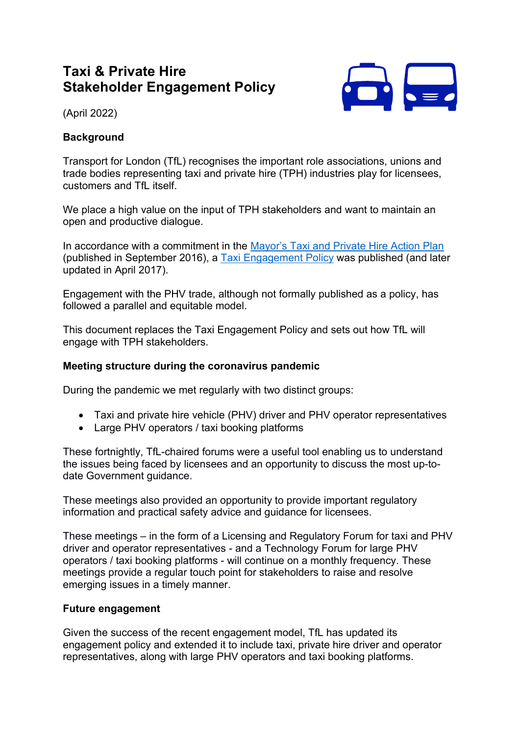# Taxi & Private Hire Stakeholder Engagement Policy

(April 2022)

## Background

Transport for London (TfL) recognises the important role associations, unions and trade bodies representing taxi and private hire (TPH) industries play for licensees, customers and TfL itself.

We place a high value on the input of TPH stakeholders and want to maintain an open and productive dialogue.

In accordance with a commitment in the Mayor's Taxi and Private Hire Action Plan (published in September 2016), a Taxi Engagement Policy was published (and later updated in April 2017).

Engagement with the PHV trade, although not formally published as a policy, has followed a parallel and equitable model.

This document replaces the Taxi Engagement Policy and sets out how TfL will engage with TPH stakeholders.

## Meeting structure during the coronavirus pandemic

During the pandemic we met regularly with two distinct groups:

- Taxi and private hire vehicle (PHV) driver and PHV operator representatives
- Large PHV operators / taxi booking platforms

These fortnightly, TfL-chaired forums were a useful tool enabling us to understand the issues being faced by licensees and an opportunity to discuss the most up-to-date Government guidance.

These meetings also provided an opportunity to provide important regulatory information and practical safety advice and guidance for licensees.

These meetings – in the form of a Licensing and Regulatory Forum for taxi and PHV driver and operator representatives - and a Technology Forum for large PHV operators / taxi booking platforms - will continue on a monthly frequency. These meetings provide a regular touch point for stakeholders to raise and resolve emerging issues in a timely manner.

## Future engagement

Given the success of the recent engagement model, TfL has updated its engagement policy and extended it to include taxi, private hire driver and operator representatives, along with large PHV operators and taxi booking platforms.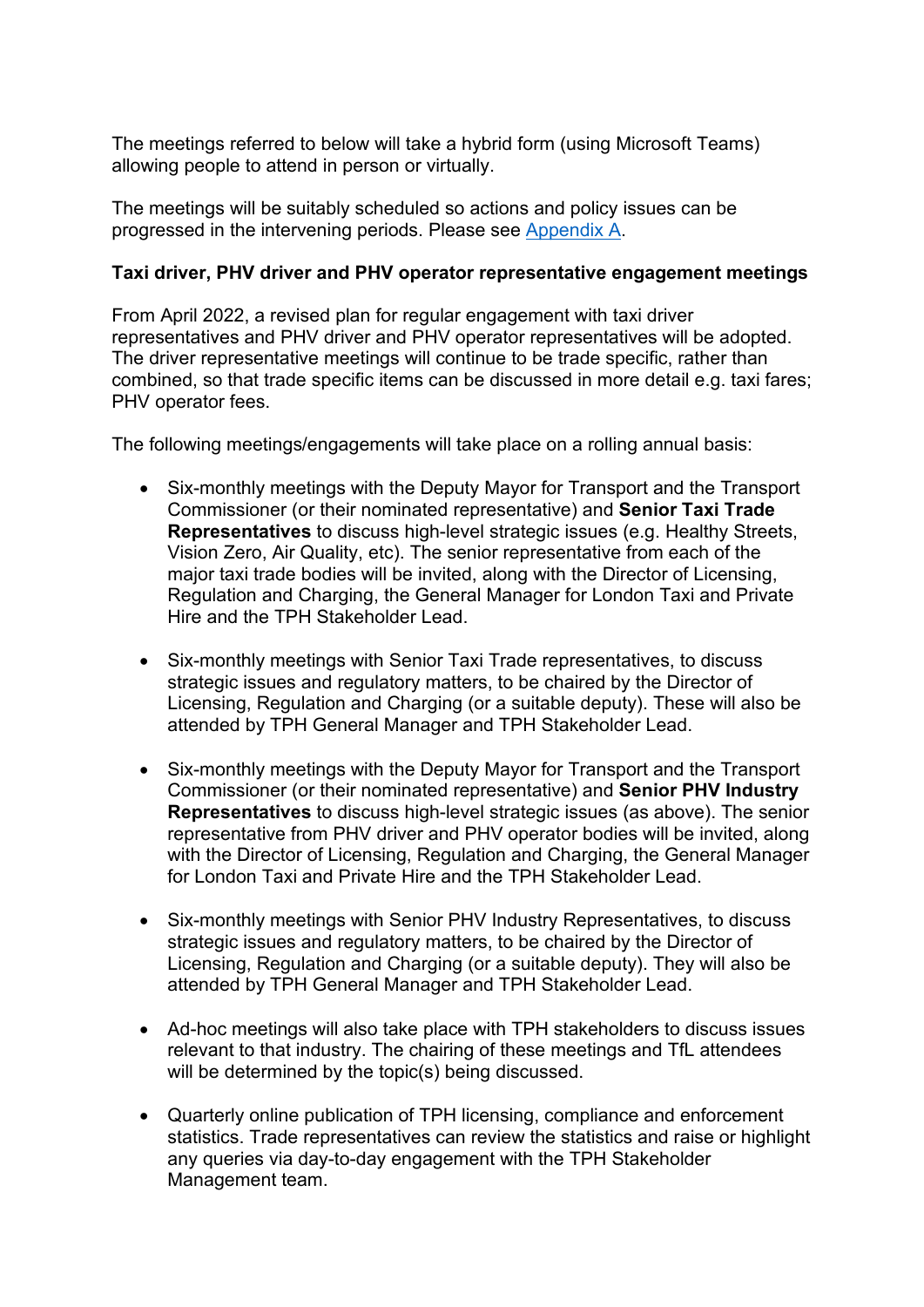The meetings referred to below will take a hybrid form (using Microsoft Teams) allowing people to attend in person or virtually.

The meetings will be suitably scheduled so actions and policy issues can be progressed in the intervening periods. Please see [Appendix A](#).

**Taxi driver, PHV driver and PHV operator representative engagement meetings**

From April 2022, a revised plan for regular engagement with taxi driver representatives and PHV driver and PHV operator representatives will be adopted. The driver representative meetings will continue to be trade specific, rather than combined, so that trade specific items can be discussed in more detail e.g. taxi fares; PHV operator fees.

The following meetings/engagements will take place on a rolling annual basis:

- Six-monthly meetings with the Deputy Mayor for Transport and the Transport Commissioner (or their nominated representative) and **Senior Taxi Trade Representatives** to discuss high-level strategic issues (e.g. Healthy Streets, Vision Zero, Air Quality, etc). The senior representative from each of the major taxi trade bodies will be invited, along with the Director of Licensing, Regulation and Charging, the General Manager for London Taxi and Private Hire and the TPH Stakeholder Lead.

- Six-monthly meetings with Senior Taxi Trade representatives, to discuss strategic issues and regulatory matters, to be chaired by the Director of Licensing, Regulation and Charging (or a suitable deputy). These will also be attended by TPH General Manager and TPH Stakeholder Lead.

- Six-monthly meetings with the Deputy Mayor for Transport and the Transport Commissioner (or their nominated representative) and **Senior PHV Industry Representatives** to discuss high-level strategic issues (as above). The senior representative from PHV driver and PHV operator bodies will be invited, along with the Director of Licensing, Regulation and Charging, the General Manager for London Taxi and Private Hire and the TPH Stakeholder Lead.

- Six-monthly meetings with Senior PHV Industry Representatives, to discuss strategic issues and regulatory matters, to be chaired by the Director of Licensing, Regulation and Charging (or a suitable deputy). They will also be attended by TPH General Manager and TPH Stakeholder Lead.

- Ad-hoc meetings will also take place with TPH stakeholders to discuss issues relevant to that industry. The chairing of these meetings and TfL attendees will be determined by the topic(s) being discussed.

- Quarterly online publication of TPH licensing, compliance and enforcement statistics. Trade representatives can review the statistics and raise or highlight any queries via day-to-day engagement with the TPH Stakeholder Management team.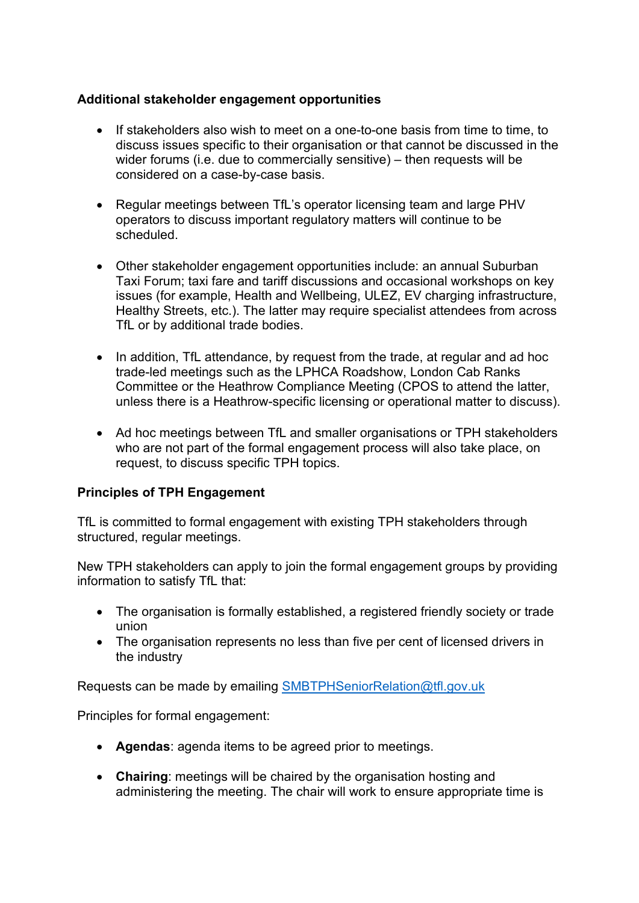**Additional stakeholder engagement opportunities**

- If stakeholders also wish to meet on a one-to-one basis from time to time, to discuss issues specific to their organisation or that cannot be discussed in the wider forums (i.e. due to commercially sensitive) – then requests will be considered on a case-by-case basis.

- Regular meetings between TfL's operator licensing team and large PHV operators to discuss important regulatory matters will continue to be scheduled.

- Other stakeholder engagement opportunities include: an annual Suburban Taxi Forum; taxi fare and tariff discussions and occasional workshops on key issues (for example, Health and Wellbeing, ULEZ, EV charging infrastructure, Healthy Streets, etc.). The latter may require specialist attendees from across TfL or by additional trade bodies.

- In addition, TfL attendance, by request from the trade, at regular and ad hoc trade-led meetings such as the LPHCA Roadshow, London Cab Ranks Committee or the Heathrow Compliance Meeting (CPOS to attend the latter, unless there is a Heathrow-specific licensing or operational matter to discuss).

- Ad hoc meetings between TfL and smaller organisations or TPH stakeholders who are not part of the formal engagement process will also take place, on request, to discuss specific TPH topics.

**Principles of TPH Engagement**

TfL is committed to formal engagement with existing TPH stakeholders through structured, regular meetings.

New TPH stakeholders can apply to join the formal engagement groups by providing information to satisfy TfL that:

- The organisation is formally established, a registered friendly society or trade union
- The organisation represents no less than five per cent of licensed drivers in the industry

Requests can be made by emailing [SMBTPHSeniorRelation@tfl.gov.uk](mailto:SMBTPHSeniorRelation@tfl.gov.uk)

Principles for formal engagement:

- **Agendas**: agenda items to be agreed prior to meetings.

- **Chairing**: meetings will be chaired by the organisation hosting and administering the meeting. The chair will work to ensure appropriate time is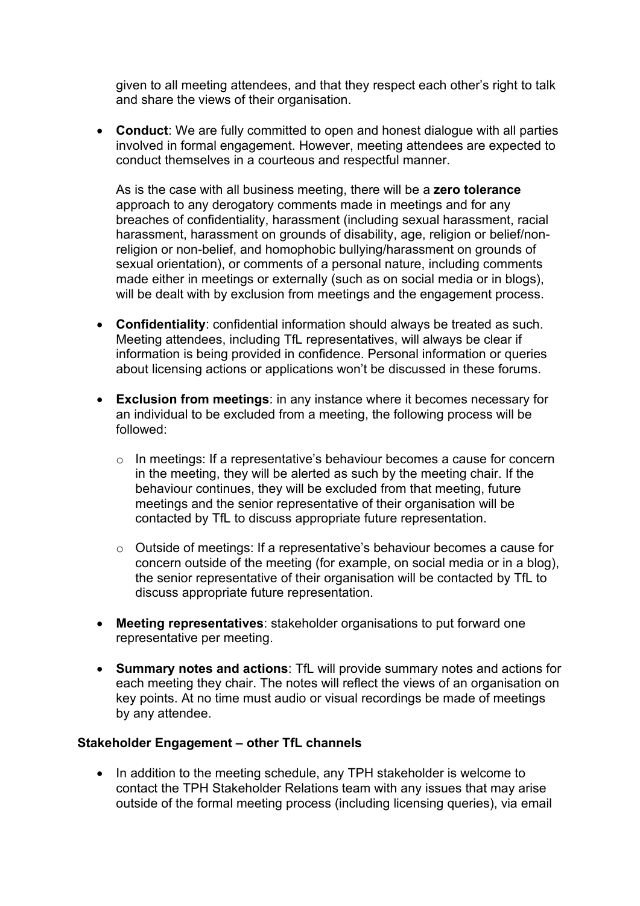given to all meeting attendees, and that they respect each other's right to talk and share the views of their organisation.

- **Conduct**: We are fully committed to open and honest dialogue with all parties involved in formal engagement. However, meeting attendees are expected to conduct themselves in a courteous and respectful manner.

  As is the case with all business meeting, there will be a **zero tolerance** approach to any derogatory comments made in meetings and for any breaches of confidentiality, harassment (including sexual harassment, racial harassment, harassment on grounds of disability, age, religion or belief/non-religion or non-belief, and homophobic bullying/harassment on grounds of sexual orientation), or comments of a personal nature, including comments made either in meetings or externally (such as on social media or in blogs), will be dealt with by exclusion from meetings and the engagement process.

- **Confidentiality**: confidential information should always be treated as such. Meeting attendees, including TfL representatives, will always be clear if information is being provided in confidence. Personal information or queries about licensing actions or applications won't be discussed in these forums.

- **Exclusion from meetings**: in any instance where it becomes necessary for an individual to be excluded from a meeting, the following process will be followed:

  - In meetings: If a representative's behaviour becomes a cause for concern in the meeting, they will be alerted as such by the meeting chair. If the behaviour continues, they will be excluded from that meeting, future meetings and the senior representative of their organisation will be contacted by TfL to discuss appropriate future representation.

  - Outside of meetings: If a representative's behaviour becomes a cause for concern outside of the meeting (for example, on social media or in a blog), the senior representative of their organisation will be contacted by TfL to discuss appropriate future representation.

- **Meeting representatives**: stakeholder organisations to put forward one representative per meeting.

- **Summary notes and actions**: TfL will provide summary notes and actions for each meeting they chair. The notes will reflect the views of an organisation on key points. At no time must audio or visual recordings be made of meetings by any attendee.

**Stakeholder Engagement – other TfL channels**

- In addition to the meeting schedule, any TPH stakeholder is welcome to contact the TPH Stakeholder Relations team with any issues that may arise outside of the formal meeting process (including licensing queries), via email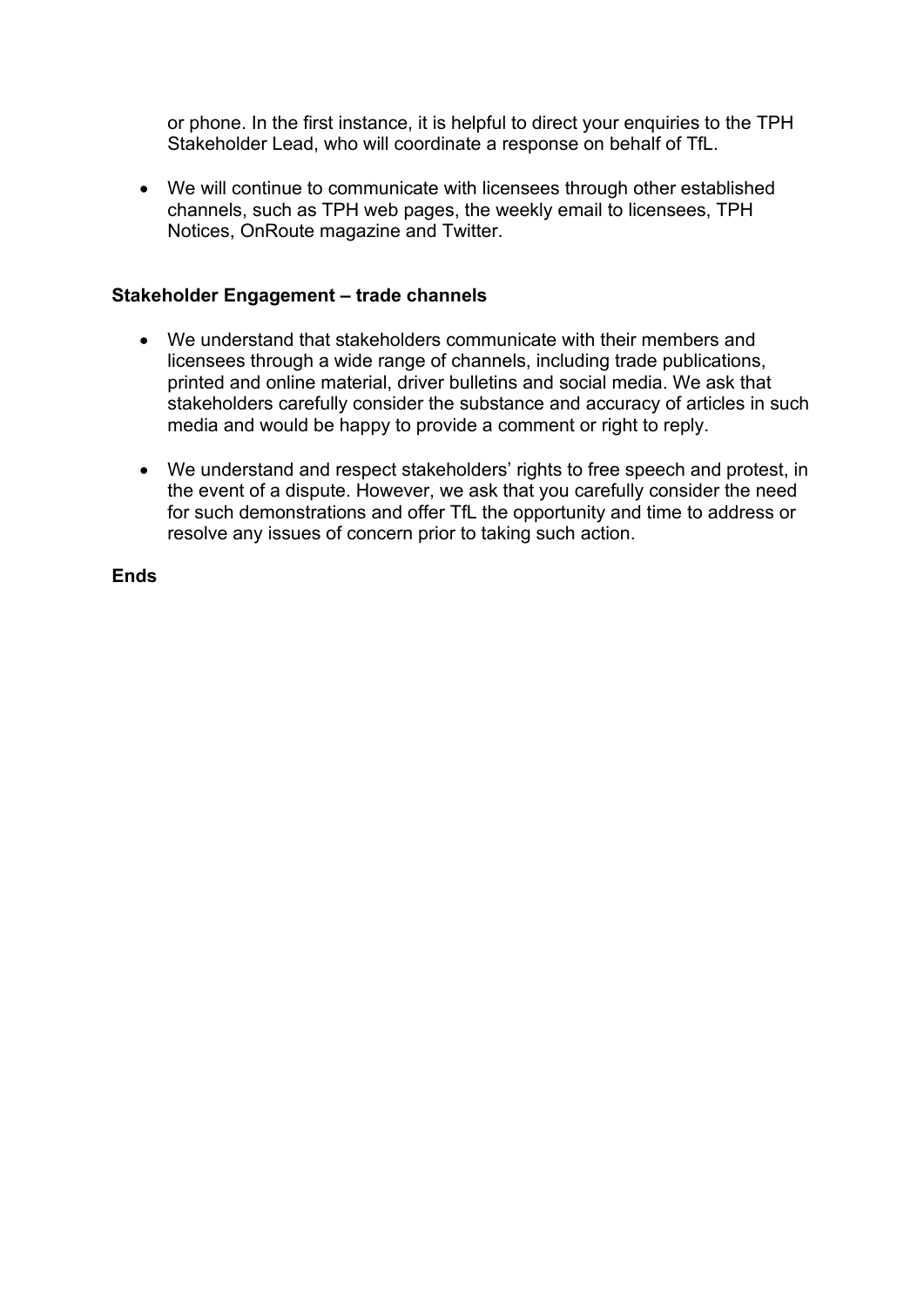or phone. In the first instance, it is helpful to direct your enquiries to the TPH Stakeholder Lead, who will coordinate a response on behalf of TfL.

- We will continue to communicate with licensees through other established channels, such as TPH web pages, the weekly email to licensees, TPH Notices, OnRoute magazine and Twitter.

**Stakeholder Engagement – trade channels**

- We understand that stakeholders communicate with their members and licensees through a wide range of channels, including trade publications, printed and online material, driver bulletins and social media. We ask that stakeholders carefully consider the substance and accuracy of articles in such media and would be happy to provide a comment or right to reply.

- We understand and respect stakeholders' rights to free speech and protest, in the event of a dispute. However, we ask that you carefully consider the need for such demonstrations and offer TfL the opportunity and time to address or resolve any issues of concern prior to taking such action.

**Ends**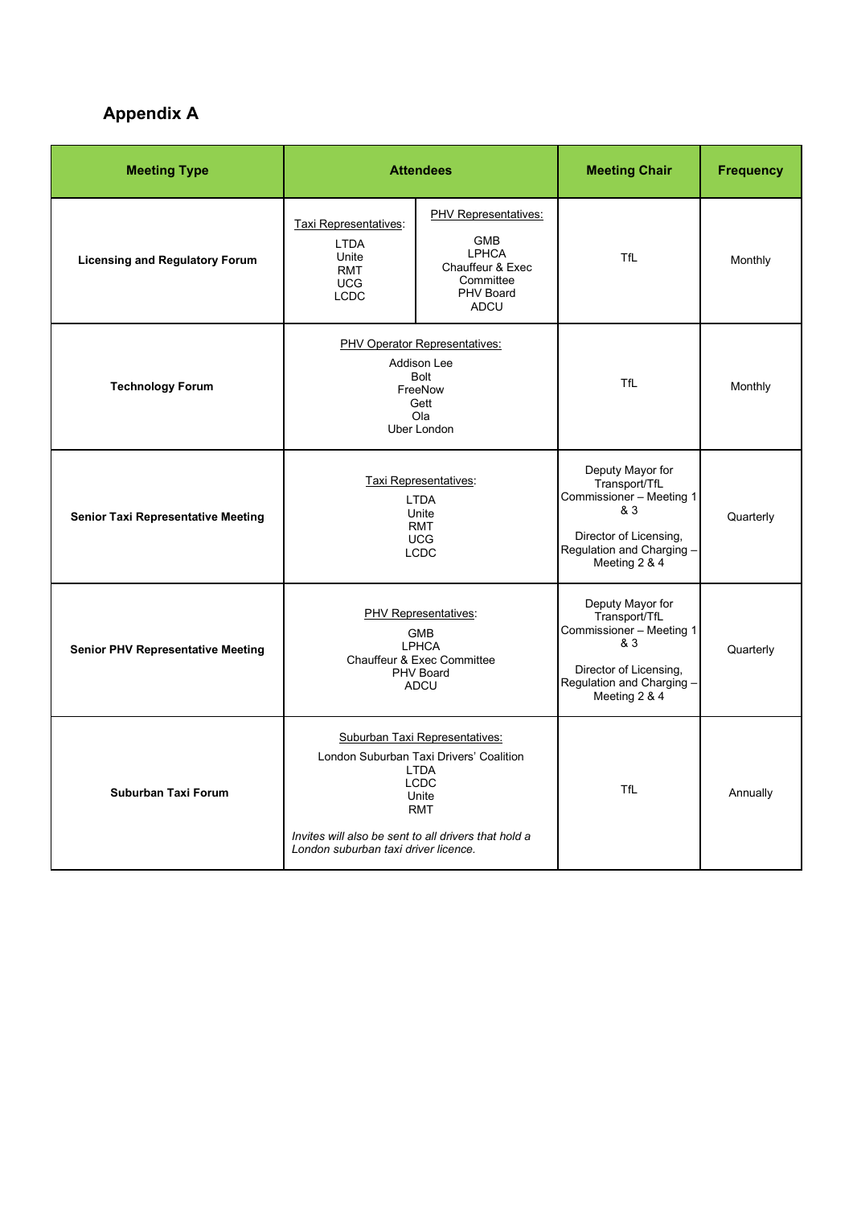## Appendix A

| Meeting Type | Attendees | | Meeting Chair | Frequency |
|---|---|---|---|---|
| **Licensing and Regulatory Forum** | Taxi Representatives: LTDA Unite RMT UCG LCDC | PHV Representatives: GMB LPHCA Chauffeur & Exec Committee PHV Board ADCU | TfL | Monthly |
| **Technology Forum** | PHV Operator Representatives: Addison Lee Bolt FreeNow Gett Ola Uber London | | TfL | Monthly |
| **Senior Taxi Representative Meeting** | Taxi Representatives: LTDA Unite RMT UCG LCDC | | Deputy Mayor for Transport/TfL Commissioner – Meeting 1 & 3<br><br>Director of Licensing, Regulation and Charging – Meeting 2 & 4 | Quarterly |
| **Senior PHV Representative Meeting** | PHV Representatives: GMB LPHCA Chauffeur & Exec Committee PHV Board ADCU | | Deputy Mayor for Transport/TfL Commissioner – Meeting 1 & 3<br><br>Director of Licensing, Regulation and Charging – Meeting 2 & 4 | Quarterly |
| **Suburban Taxi Forum** | Suburban Taxi Representatives: London Suburban Taxi Drivers' Coalition LTDA LCDC Unite RMT<br><br>*Invites will also be sent to all drivers that hold a London suburban taxi driver licence.* | | TfL | Annually |